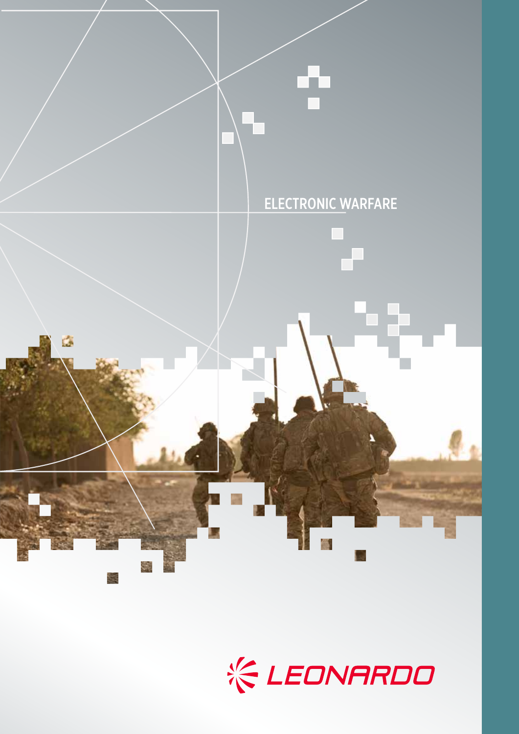# ELECTRONIC WARFARE

LEONARDO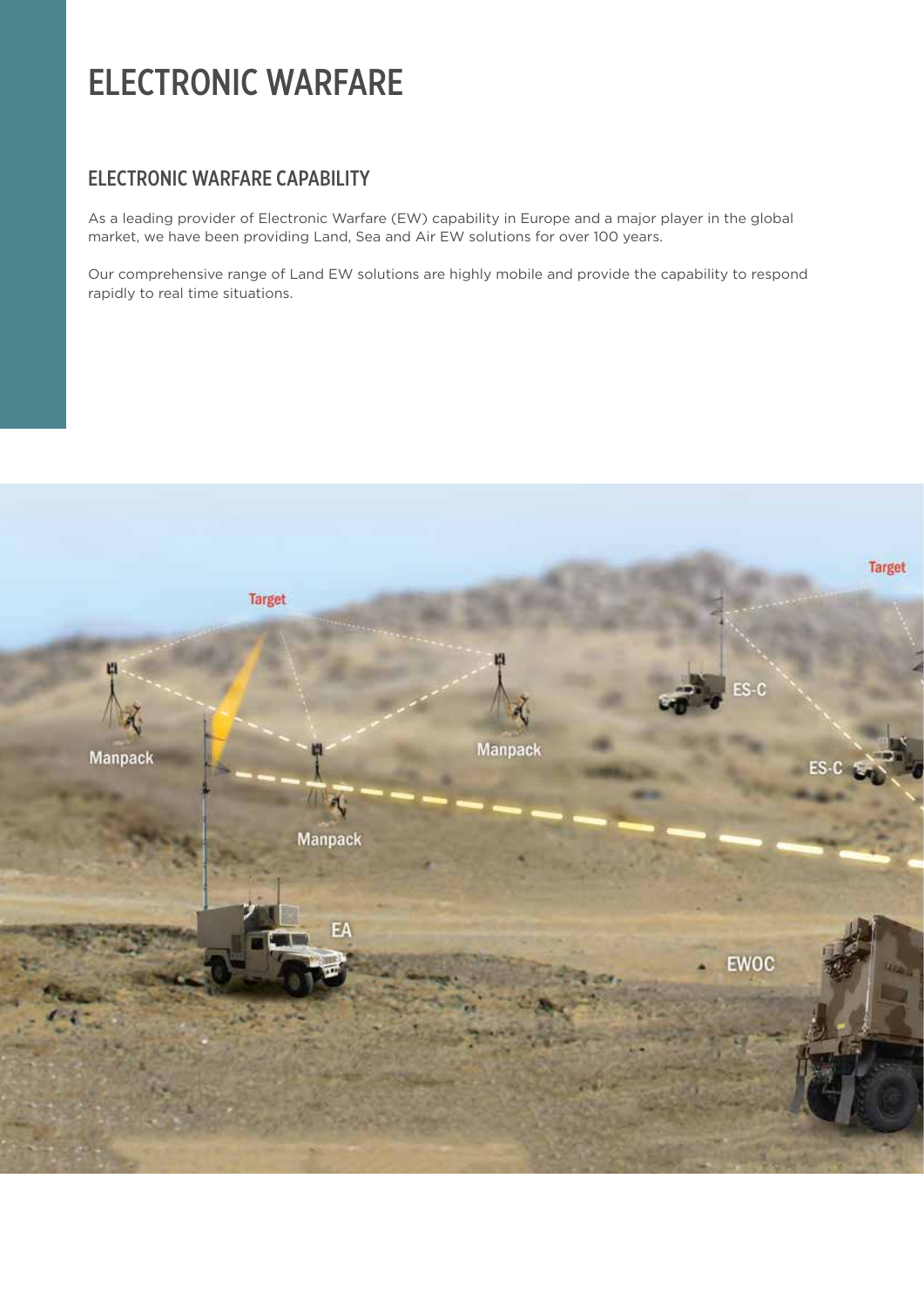# ELECTRONIC WARFARE

## ELECTRONIC WARFARE CAPABILITY

As a leading provider of Electronic Warfare (EW) capability in Europe and a major player in the global market, we have been providing Land, Sea and Air EW solutions for over 100 years.

Our comprehensive range of Land EW solutions are highly mobile and provide the capability to respond rapidly to real time situations.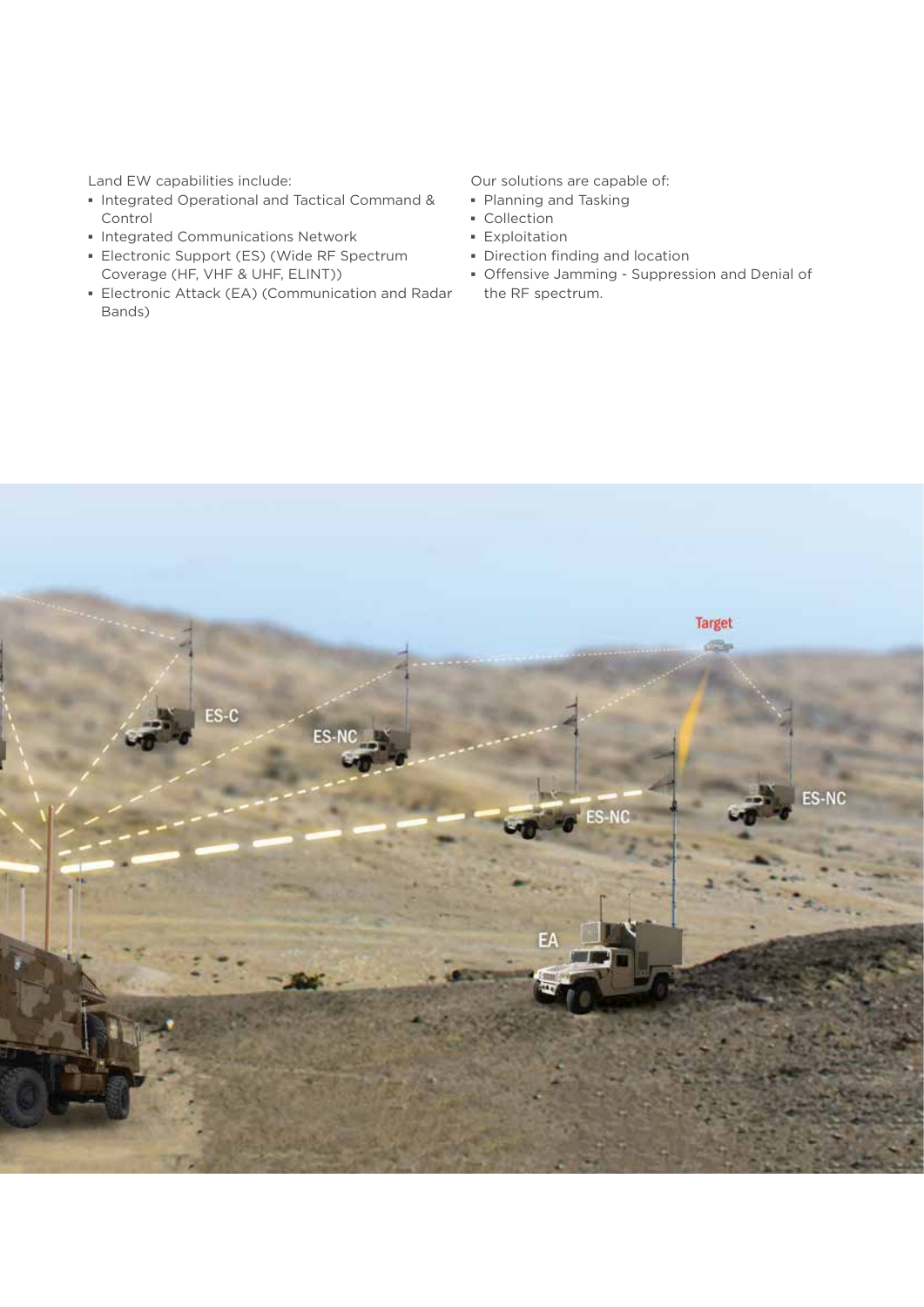Land EW capabilities include:

- Integrated Operational and Tactical Command & Control
- Integrated Communications Network
- Electronic Support (ES) (Wide RF Spectrum Coverage (HF, VHF & UHF, ELINT))
- Electronic Attack (EA) (Communication and Radar Bands)

Our solutions are capable of:

- Planning and Tasking
- Collection
- Exploitation
- Direction finding and location
- Offensive Jamming - Suppression and Denial of the RF spectrum.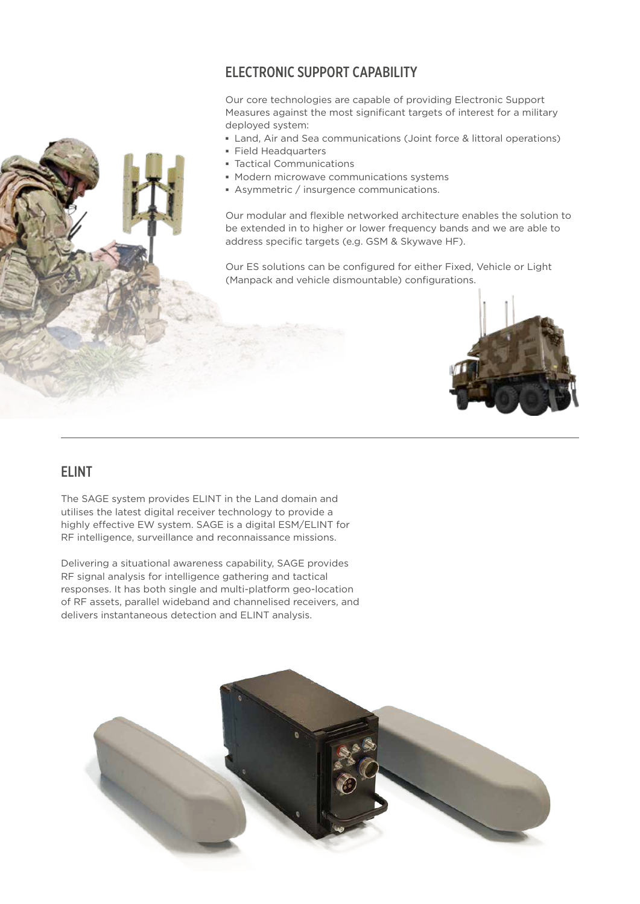## ELECTRONIC SUPPORT CAPABILITY

Our core technologies are capable of providing Electronic Support Measures against the most significant targets of interest for a military deployed system:

- Land, Air and Sea communications (Joint force & littoral operations)
- Field Headquarters
- Tactical Communications
- Modern microwave communications systems
- Asymmetric / insurgence communications.

Our modular and flexible networked architecture enables the solution to be extended in to higher or lower frequency bands and we are able to address specific targets (e.g. GSM & Skywave HF).

Our ES solutions can be configured for either Fixed, Vehicle or Light (Manpack and vehicle dismountable) configurations.

## ELINT

The SAGE system provides ELINT in the Land domain and utilises the latest digital receiver technology to provide a highly effective EW system. SAGE is a digital ESM/ELINT for RF intelligence, surveillance and reconnaissance missions.

Delivering a situational awareness capability, SAGE provides RF signal analysis for intelligence gathering and tactical responses. It has both single and multi-platform geo-location of RF assets, parallel wideband and channelised receivers, and delivers instantaneous detection and ELINT analysis.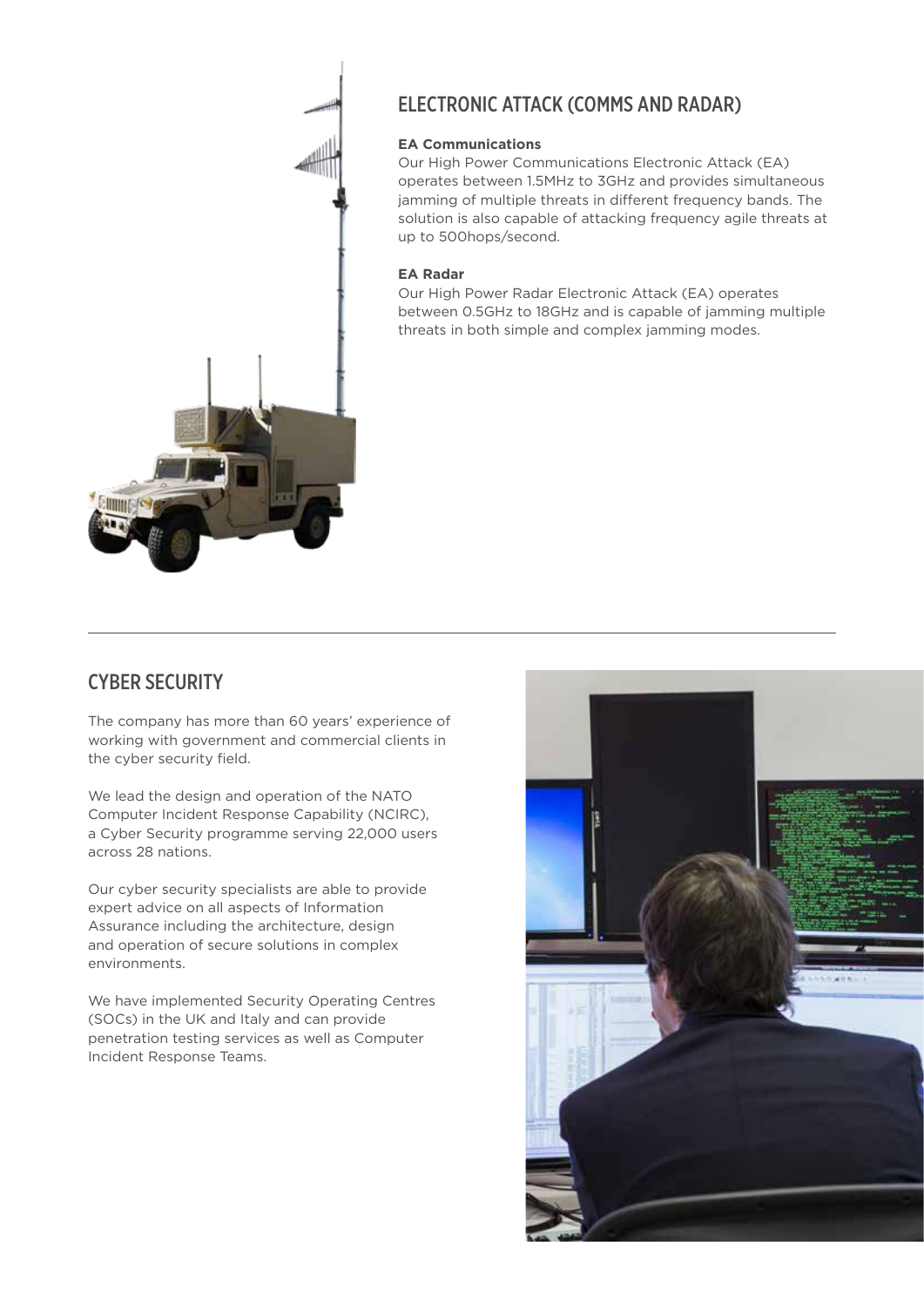## ELECTRONIC ATTACK (COMMS AND RADAR)

**EA Communications**

Our High Power Communications Electronic Attack (EA) operates between 1.5MHz to 3GHz and provides simultaneous jamming of multiple threats in different frequency bands. The solution is also capable of attacking frequency agile threats at up to 500hops/second.

**EA Radar**

Our High Power Radar Electronic Attack (EA) operates between 0.5GHz to 18GHz and is capable of jamming multiple threats in both simple and complex jamming modes.

## CYBER SECURITY

The company has more than 60 years' experience of working with government and commercial clients in the cyber security field.

We lead the design and operation of the NATO Computer Incident Response Capability (NCIRC), a Cyber Security programme serving 22,000 users across 28 nations.

Our cyber security specialists are able to provide expert advice on all aspects of Information Assurance including the architecture, design and operation of secure solutions in complex environments.

We have implemented Security Operating Centres (SOCs) in the UK and Italy and can provide penetration testing services as well as Computer Incident Response Teams.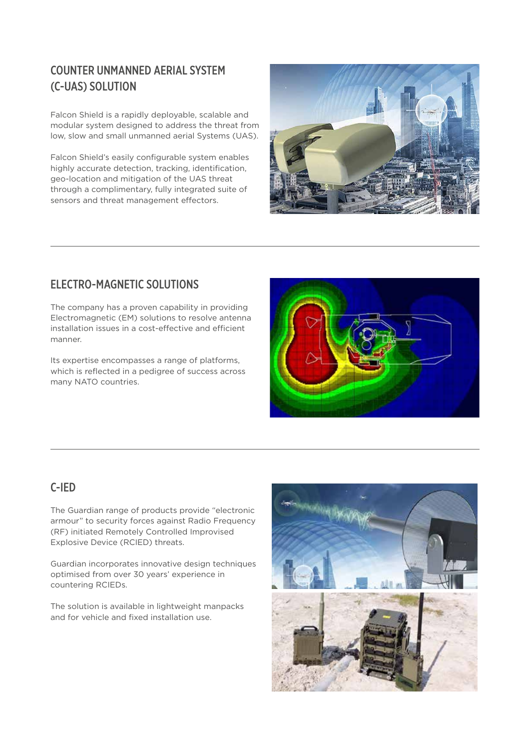## COUNTER UNMANNED AERIAL SYSTEM (C-UAS) SOLUTION

Falcon Shield is a rapidly deployable, scalable and modular system designed to address the threat from low, slow and small unmanned aerial Systems (UAS).

Falcon Shield's easily configurable system enables highly accurate detection, tracking, identification, geo-location and mitigation of the UAS threat through a complimentary, fully integrated suite of sensors and threat management effectors.

---

## ELECTRO-MAGNETIC SOLUTIONS

The company has a proven capability in providing Electromagnetic (EM) solutions to resolve antenna installation issues in a cost-effective and efficient manner.

Its expertise encompasses a range of platforms, which is reflected in a pedigree of success across many NATO countries.

---

## C-IED

The Guardian range of products provide "electronic armour" to security forces against Radio Frequency (RF) initiated Remotely Controlled Improvised Explosive Device (RCIED) threats.

Guardian incorporates innovative design techniques optimised from over 30 years' experience in countering RCIEDs.

The solution is available in lightweight manpacks and for vehicle and fixed installation use.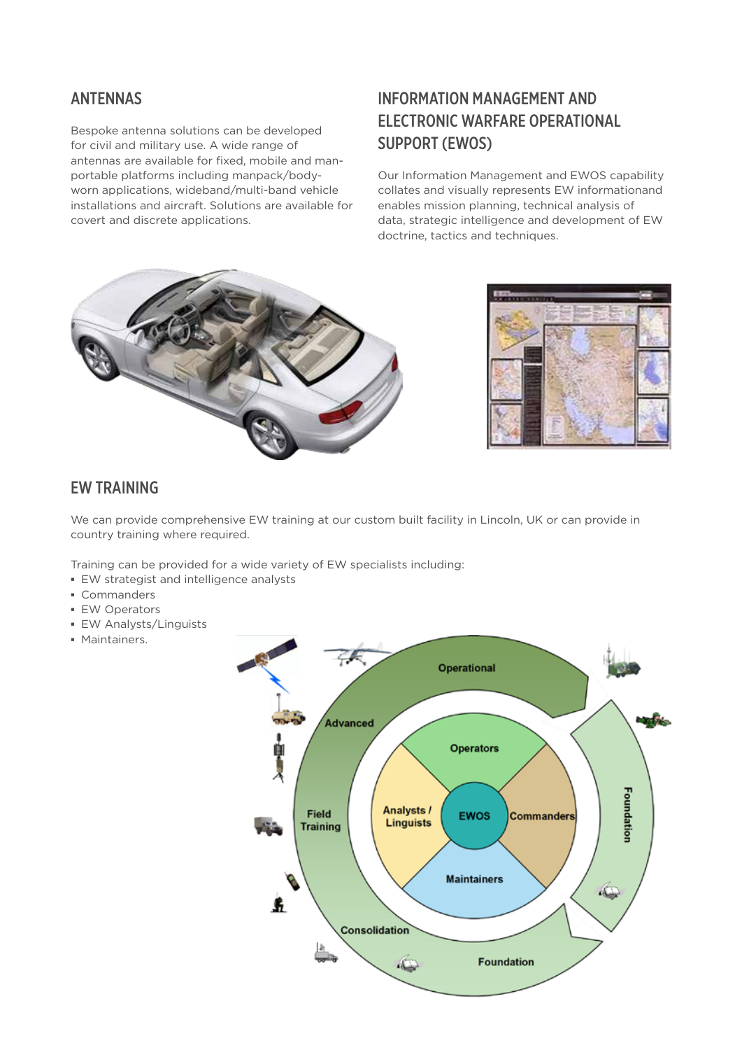## ANTENNAS

Bespoke antenna solutions can be developed for civil and military use. A wide range of antennas are available for fixed, mobile and man-portable platforms including manpack/body-worn applications, wideband/multi-band vehicle installations and aircraft. Solutions are available for covert and discrete applications.

## INFORMATION MANAGEMENT AND ELECTRONIC WARFARE OPERATIONAL SUPPORT (EWOS)

Our Information Management and EWOS capability collates and visually represents EW informationand enables mission planning, technical analysis of data, strategic intelligence and development of EW doctrine, tactics and techniques.

## EW TRAINING

We can provide comprehensive EW training at our custom built facility in Lincoln, UK or can provide in country training where required.

Training can be provided for a wide variety of EW specialists including:

- EW strategist and intelligence analysts
- Commanders
- EW Operators
- EW Analysts/Linguists
- Maintainers.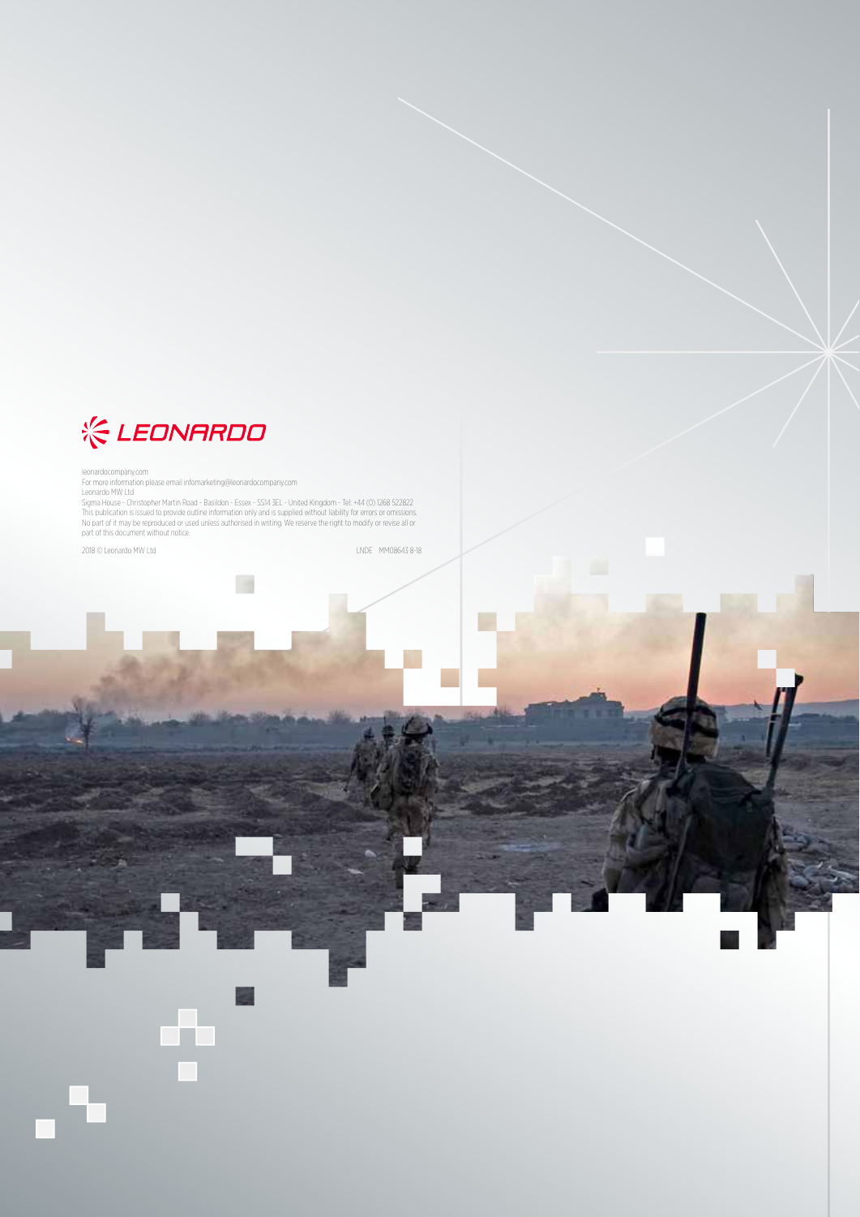LEONARDO

leonardocompany.com
For more information please email infomarketing@leonardocompany.com
Leonardo MW Ltd
Sigma House - Christopher Martin Road - Basildon - Essex - SS14 3EL - United Kingdom - Tel: +44 (0) 1268 522822
This publication is issued to provide outline information only and is supplied without liability for errors or omissions. No part of it may be reproduced or used unless authorised in writing. We reserve the right to modify or revise all or part of this document without notice.

2018 © Leonardo MW Ltd

LNDE MM08643 8-18